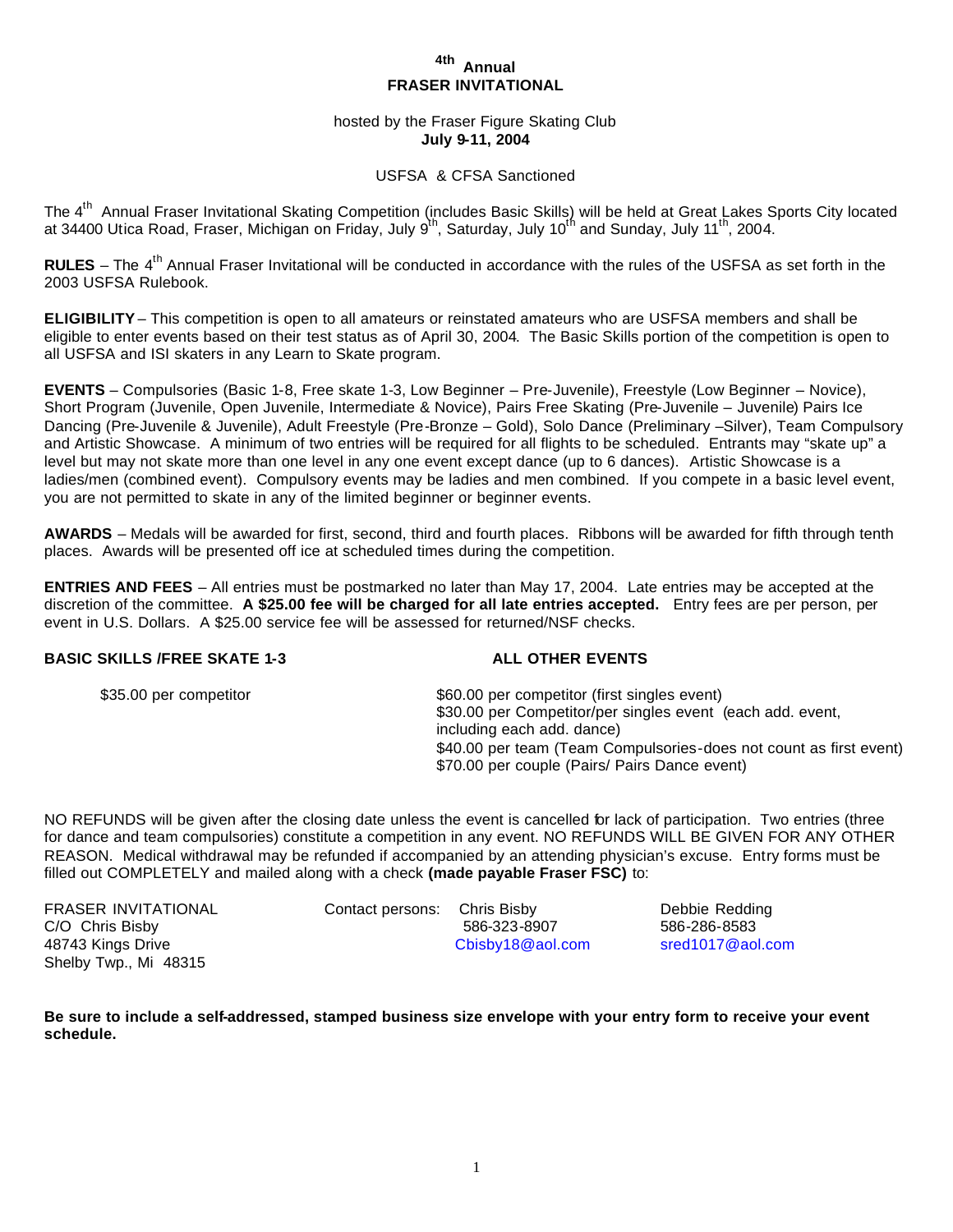# 4th Annual
# FRASER INVITATIONAL

hosted by the Fraser Figure Skating Club
**July 9-11, 2004**

USFSA & CFSA Sanctioned

The 4th Annual Fraser Invitational Skating Competition (includes Basic Skills) will be held at Great Lakes Sports City located at 34400 Utica Road, Fraser, Michigan on Friday, July 9th, Saturday, July 10th and Sunday, July 11th, 2004.

**RULES** – The 4th Annual Fraser Invitational will be conducted in accordance with the rules of the USFSA as set forth in the 2003 USFSA Rulebook.

**ELIGIBILITY** – This competition is open to all amateurs or reinstated amateurs who are USFSA members and shall be eligible to enter events based on their test status as of April 30, 2004. The Basic Skills portion of the competition is open to all USFSA and ISI skaters in any Learn to Skate program.

**EVENTS** – Compulsories (Basic 1-8, Free skate 1-3, Low Beginner – Pre-Juvenile), Freestyle (Low Beginner – Novice), Short Program (Juvenile, Open Juvenile, Intermediate & Novice), Pairs Free Skating (Pre-Juvenile – Juvenile) Pairs Ice Dancing (Pre-Juvenile & Juvenile), Adult Freestyle (Pre-Bronze – Gold), Solo Dance (Preliminary –Silver), Team Compulsory and Artistic Showcase. A minimum of two entries will be required for all flights to be scheduled. Entrants may "skate up" a level but may not skate more than one level in any one event except dance (up to 6 dances). Artistic Showcase is a ladies/men (combined event). Compulsory events may be ladies and men combined. If you compete in a basic level event, you are not permitted to skate in any of the limited beginner or beginner events.

**AWARDS** – Medals will be awarded for first, second, third and fourth places. Ribbons will be awarded for fifth through tenth places. Awards will be presented off ice at scheduled times during the competition.

**ENTRIES AND FEES** – All entries must be postmarked no later than May 17, 2004. Late entries may be accepted at the discretion of the committee. **A $25.00 fee will be charged for all late entries accepted.** Entry fees are per person, per event in U.S. Dollars. A $25.00 service fee will be assessed for returned/NSF checks.

| **BASIC SKILLS /FREE SKATE 1-3** | **ALL OTHER EVENTS** |
|---|---|
| $35.00 per competitor | $60.00 per competitor (first singles event)<br>$30.00 per Competitor/per singles event (each add. event, including each add. dance)<br>$40.00 per team (Team Compulsories-does not count as first event)<br>$70.00 per couple (Pairs/ Pairs Dance event) |

NO REFUNDS will be given after the closing date unless the event is cancelled for lack of participation. Two entries (three for dance and team compulsories) constitute a competition in any event. NO REFUNDS WILL BE GIVEN FOR ANY OTHER REASON. Medical withdrawal may be refunded if accompanied by an attending physician's excuse. Entry forms must be filled out COMPLETELY and mailed along with a check **(made payable Fraser FSC)** to:

FRASER INVITATIONAL
C/O Chris Bisby
48743 Kings Drive
Shelby Twp., Mi 48315

Contact persons:

Chris Bisby
586-323-8907
Cbisby18@aol.com

Debbie Redding
586-286-8583
sred1017@aol.com

**Be sure to include a self-addressed, stamped business size envelope with your entry form to receive your event schedule.**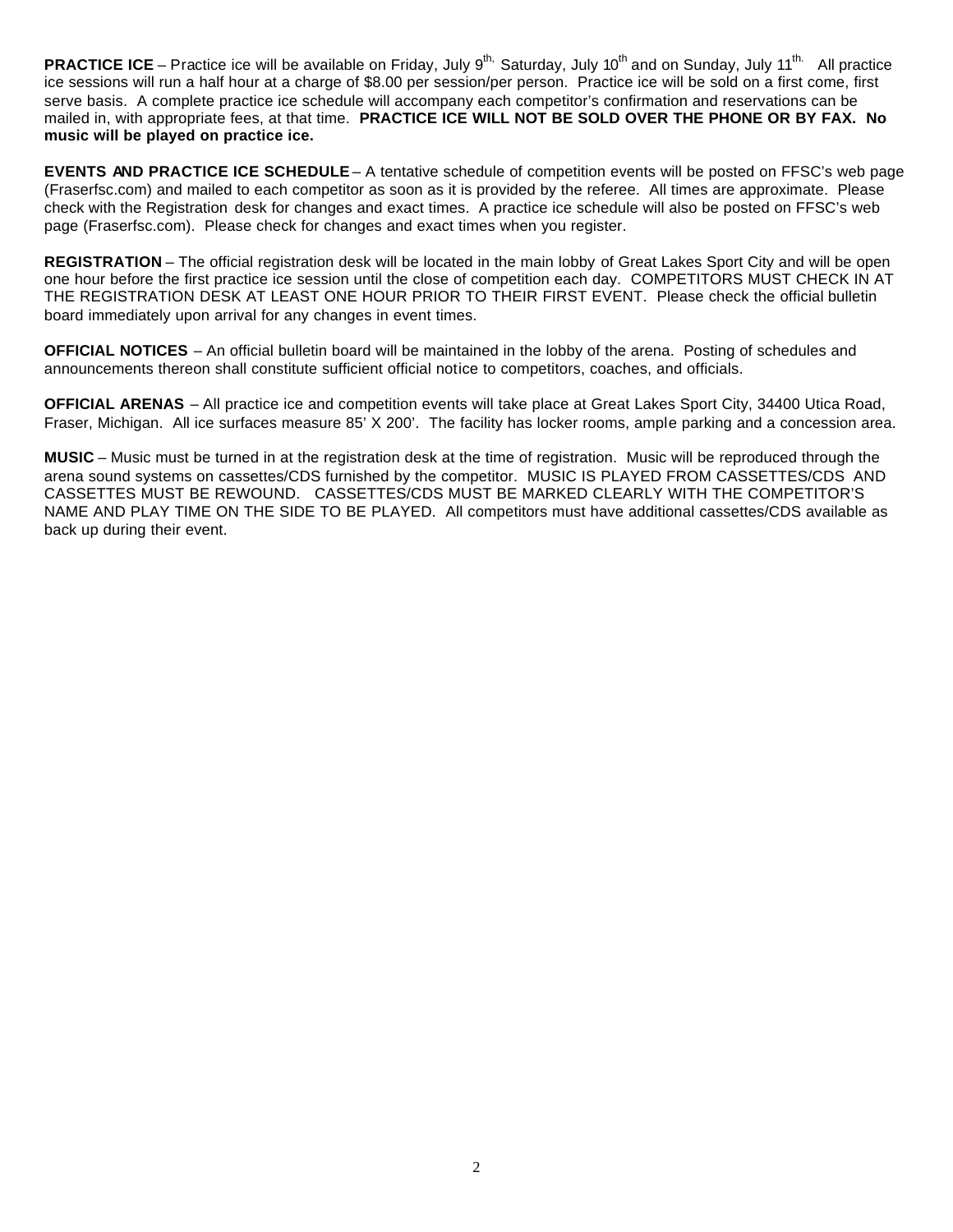**PRACTICE ICE** – Practice ice will be available on Friday, July 9th, Saturday, July 10th and on Sunday, July 11th. All practice ice sessions will run a half hour at a charge of $8.00 per session/per person. Practice ice will be sold on a first come, first serve basis. A complete practice ice schedule will accompany each competitor's confirmation and reservations can be mailed in, with appropriate fees, at that time. **PRACTICE ICE WILL NOT BE SOLD OVER THE PHONE OR BY FAX. No music will be played on practice ice.**

**EVENTS AND PRACTICE ICE SCHEDULE** – A tentative schedule of competition events will be posted on FFSC's web page (Fraserfsc.com) and mailed to each competitor as soon as it is provided by the referee. All times are approximate. Please check with the Registration desk for changes and exact times. A practice ice schedule will also be posted on FFSC's web page (Fraserfsc.com). Please check for changes and exact times when you register.

**REGISTRATION** – The official registration desk will be located in the main lobby of Great Lakes Sport City and will be open one hour before the first practice ice session until the close of competition each day. COMPETITORS MUST CHECK IN AT THE REGISTRATION DESK AT LEAST ONE HOUR PRIOR TO THEIR FIRST EVENT. Please check the official bulletin board immediately upon arrival for any changes in event times.

**OFFICIAL NOTICES** – An official bulletin board will be maintained in the lobby of the arena. Posting of schedules and announcements thereon shall constitute sufficient official notice to competitors, coaches, and officials.

**OFFICIAL ARENAS** – All practice ice and competition events will take place at Great Lakes Sport City, 34400 Utica Road, Fraser, Michigan. All ice surfaces measure 85' X 200'. The facility has locker rooms, ample parking and a concession area.

**MUSIC** – Music must be turned in at the registration desk at the time of registration. Music will be reproduced through the arena sound systems on cassettes/CDS furnished by the competitor. MUSIC IS PLAYED FROM CASSETTES/CDS AND CASSETTES MUST BE REWOUND. CASSETTES/CDS MUST BE MARKED CLEARLY WITH THE COMPETITOR'S NAME AND PLAY TIME ON THE SIDE TO BE PLAYED. All competitors must have additional cassettes/CDS available as back up during their event.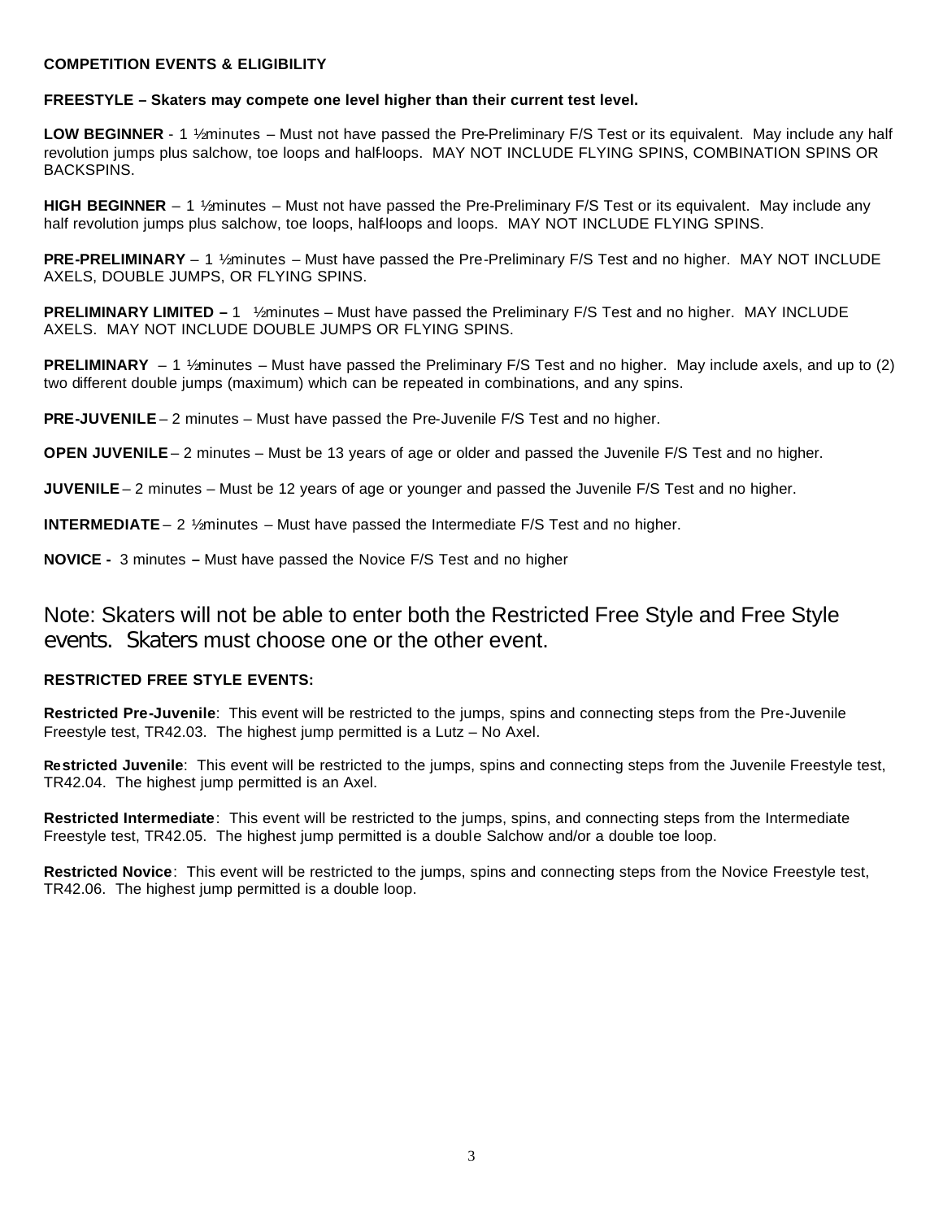**COMPETITION EVENTS & ELIGIBILITY**

**FREESTYLE – Skaters may compete one level higher than their current test level.**

**LOW BEGINNER** - 1 ½minutes – Must not have passed the Pre-Preliminary F/S Test or its equivalent. May include any half revolution jumps plus salchow, toe loops and half-loops. MAY NOT INCLUDE FLYING SPINS, COMBINATION SPINS OR BACKSPINS.

**HIGH BEGINNER** – 1 ½minutes – Must not have passed the Pre-Preliminary F/S Test or its equivalent. May include any half revolution jumps plus salchow, toe loops, half-loops and loops. MAY NOT INCLUDE FLYING SPINS.

**PRE-PRELIMINARY** – 1 ½minutes – Must have passed the Pre-Preliminary F/S Test and no higher. MAY NOT INCLUDE AXELS, DOUBLE JUMPS, OR FLYING SPINS.

**PRELIMINARY LIMITED –** 1 ½minutes – Must have passed the Preliminary F/S Test and no higher. MAY INCLUDE AXELS. MAY NOT INCLUDE DOUBLE JUMPS OR FLYING SPINS.

**PRELIMINARY** – 1 ½minutes – Must have passed the Preliminary F/S Test and no higher. May include axels, and up to (2) two different double jumps (maximum) which can be repeated in combinations, and any spins.

**PRE-JUVENILE** – 2 minutes – Must have passed the Pre-Juvenile F/S Test and no higher.

**OPEN JUVENILE** – 2 minutes – Must be 13 years of age or older and passed the Juvenile F/S Test and no higher.

**JUVENILE** – 2 minutes – Must be 12 years of age or younger and passed the Juvenile F/S Test and no higher.

**INTERMEDIATE** – 2 ½minutes – Must have passed the Intermediate F/S Test and no higher.

**NOVICE -** 3 minutes **–** Must have passed the Novice F/S Test and no higher

Note: Skaters will not be able to enter both the Restricted Free Style and Free Style events. Skaters must choose one or the other event.

**RESTRICTED FREE STYLE EVENTS:**

**Restricted Pre-Juvenile**: This event will be restricted to the jumps, spins and connecting steps from the Pre-Juvenile Freestyle test, TR42.03. The highest jump permitted is a Lutz – No Axel.

**Restricted Juvenile**: This event will be restricted to the jumps, spins and connecting steps from the Juvenile Freestyle test, TR42.04. The highest jump permitted is an Axel.

**Restricted Intermediate**: This event will be restricted to the jumps, spins, and connecting steps from the Intermediate Freestyle test, TR42.05. The highest jump permitted is a double Salchow and/or a double toe loop.

**Restricted Novice**: This event will be restricted to the jumps, spins and connecting steps from the Novice Freestyle test, TR42.06. The highest jump permitted is a double loop.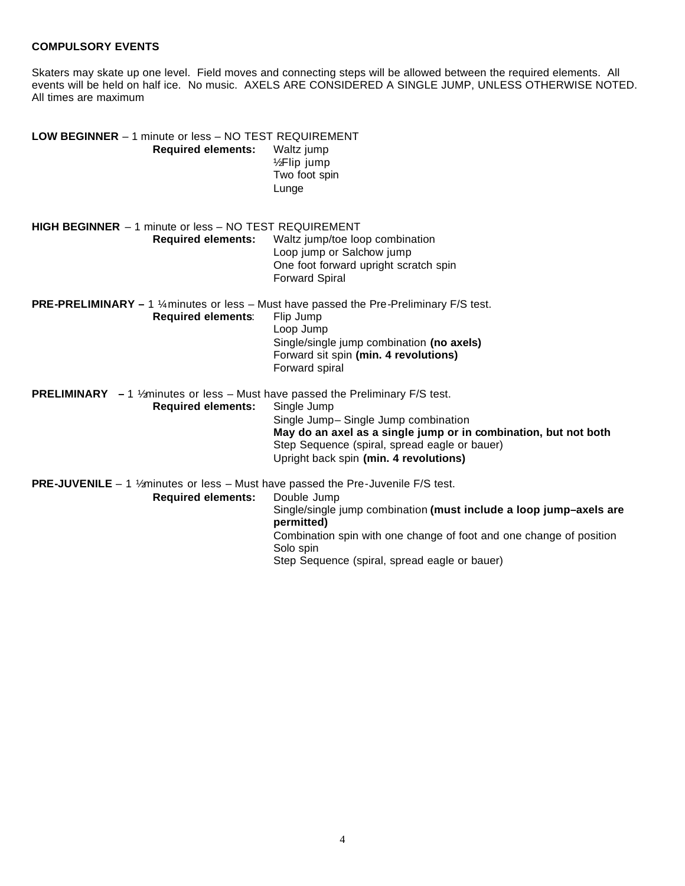**COMPULSORY EVENTS**

Skaters may skate up one level. Field moves and connecting steps will be allowed between the required elements. All events will be held on half ice. No music. AXELS ARE CONSIDERED A SINGLE JUMP, UNLESS OTHERWISE NOTED. All times are maximum

**LOW BEGINNER** – 1 minute or less – NO TEST REQUIREMENT

**Required elements:**
- Waltz jump
- ½Flip jump
- Two foot spin
- Lunge

**HIGH BEGINNER** – 1 minute or less – NO TEST REQUIREMENT

**Required elements:**
- Waltz jump/toe loop combination
- Loop jump or Salchow jump
- One foot forward upright scratch spin
- Forward Spiral

**PRE-PRELIMINARY –** 1 ¼ minutes or less – Must have passed the Pre-Preliminary F/S test.

**Required elements**:
- Flip Jump
- Loop Jump
- Single/single jump combination **(no axels)**
- Forward sit spin **(min. 4 revolutions)**
- Forward spiral

**PRELIMINARY –** 1 ½minutes or less – Must have passed the Preliminary F/S test.

**Required elements:**
- Single Jump
- Single Jump– Single Jump combination
- **May do an axel as a single jump or in combination, but not both**
- Step Sequence (spiral, spread eagle or bauer)
- Upright back spin **(min. 4 revolutions)**

**PRE-JUVENILE** – 1 ½minutes or less – Must have passed the Pre-Juvenile F/S test.

**Required elements:**
- Double Jump
- Single/single jump combination **(must include a loop jump–axels are permitted)**
- Combination spin with one change of foot and one change of position
- Solo spin
- Step Sequence (spiral, spread eagle or bauer)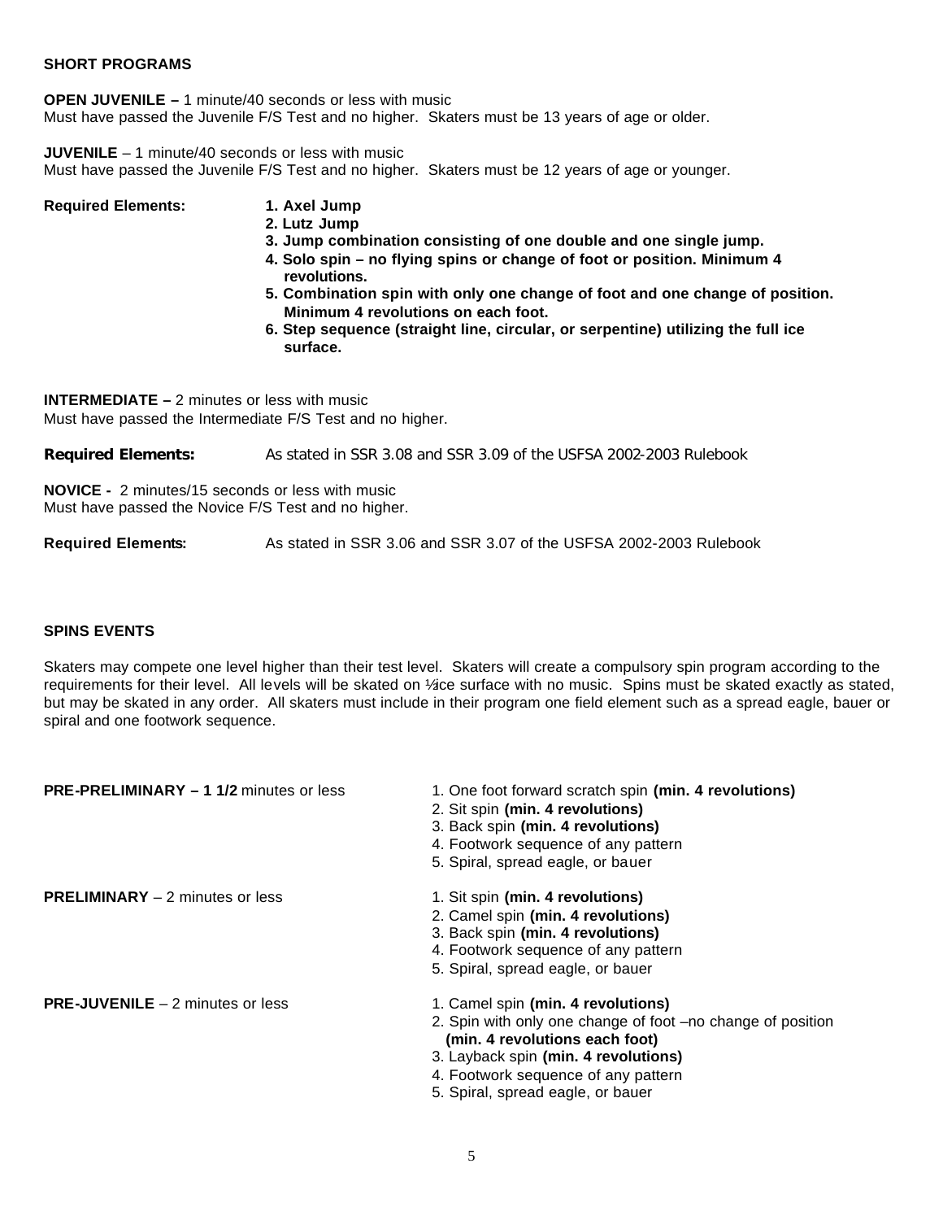## SHORT PROGRAMS

**OPEN JUVENILE –** 1 minute/40 seconds or less with music
Must have passed the Juvenile F/S Test and no higher. Skaters must be 13 years of age or older.

**JUVENILE** – 1 minute/40 seconds or less with music
Must have passed the Juvenile F/S Test and no higher. Skaters must be 12 years of age or younger.

**Required Elements:**

1. **Axel Jump**
2. **Lutz Jump**
3. **Jump combination consisting of one double and one single jump.**
4. **Solo spin – no flying spins or change of foot or position. Minimum 4 revolutions.**
5. **Combination spin with only one change of foot and one change of position. Minimum 4 revolutions on each foot.**
6. **Step sequence (straight line, circular, or serpentine) utilizing the full ice surface.**

**INTERMEDIATE –** 2 minutes or less with music
Must have passed the Intermediate F/S Test and no higher.

**Required Elements:** As stated in SSR 3.08 and SSR 3.09 of the USFSA 2002-2003 Rulebook

**NOVICE -** 2 minutes/15 seconds or less with music
Must have passed the Novice F/S Test and no higher.

**Required Elements:** As stated in SSR 3.06 and SSR 3.07 of the USFSA 2002-2003 Rulebook

## SPINS EVENTS

Skaters may compete one level higher than their test level. Skaters will create a compulsory spin program according to the requirements for their level. All levels will be skated on ½ ice surface with no music. Spins must be skated exactly as stated, but may be skated in any order. All skaters must include in their program one field element such as a spread eagle, bauer or spiral and one footwork sequence.

**PRE-PRELIMINARY – 1 1/2** minutes or less

1. One foot forward scratch spin **(min. 4 revolutions)**
2. Sit spin **(min. 4 revolutions)**
3. Back spin **(min. 4 revolutions)**
4. Footwork sequence of any pattern
5. Spiral, spread eagle, or bauer

**PRELIMINARY** – 2 minutes or less

1. Sit spin **(min. 4 revolutions)**
2. Camel spin **(min. 4 revolutions)**
3. Back spin **(min. 4 revolutions)**
4. Footwork sequence of any pattern
5. Spiral, spread eagle, or bauer

**PRE-JUVENILE** – 2 minutes or less

1. Camel spin **(min. 4 revolutions)**
2. Spin with only one change of foot –no change of position **(min. 4 revolutions each foot)**
3. Layback spin **(min. 4 revolutions)**
4. Footwork sequence of any pattern
5. Spiral, spread eagle, or bauer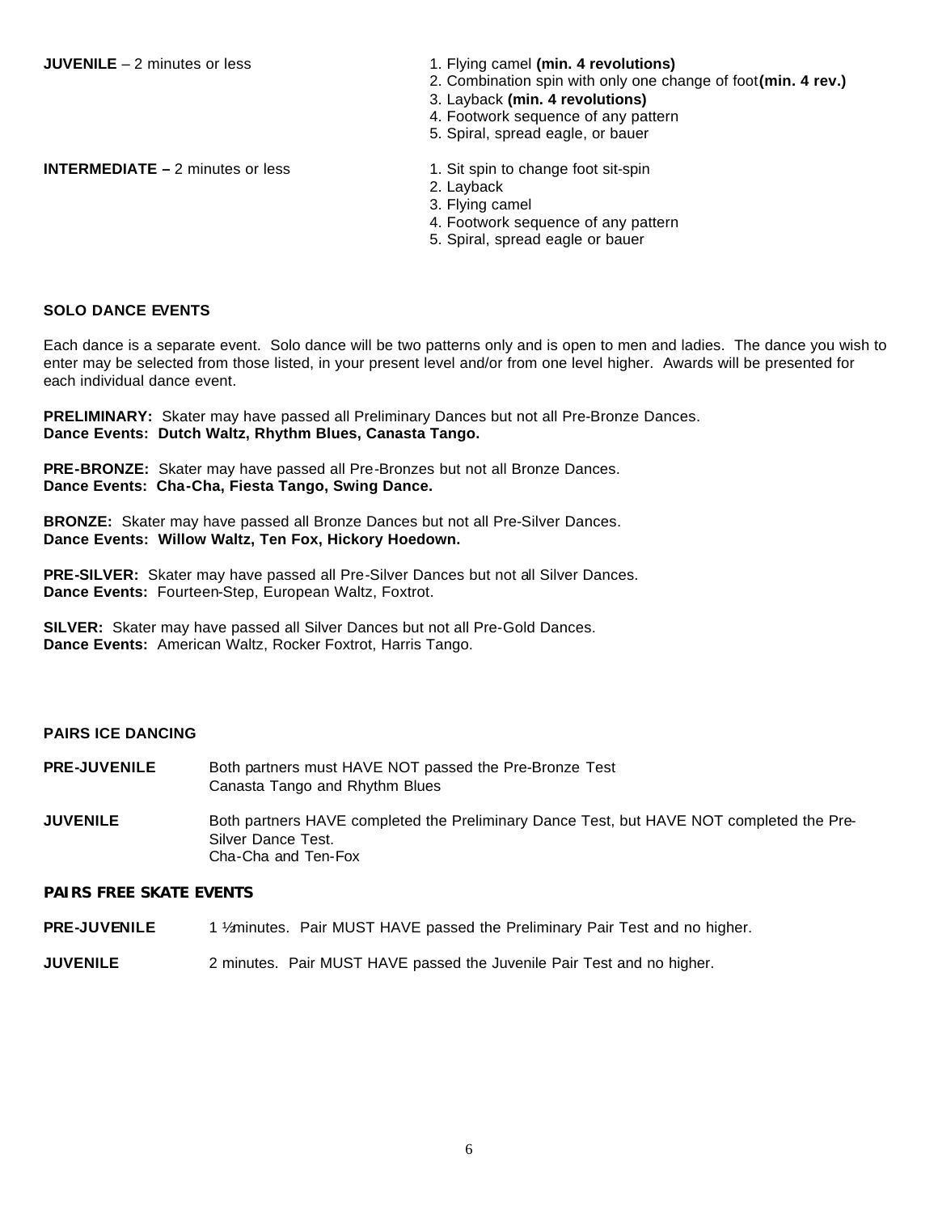**JUVENILE** – 2 minutes or less

1. Flying camel **(min. 4 revolutions)**
2. Combination spin with only one change of foot **(min. 4 rev.)**
3. Layback **(min. 4 revolutions)**
4. Footwork sequence of any pattern
5. Spiral, spread eagle, or bauer

**INTERMEDIATE –** 2 minutes or less

1. Sit spin to change foot sit-spin
2. Layback
3. Flying camel
4. Footwork sequence of any pattern
5. Spiral, spread eagle or bauer

### SOLO DANCE EVENTS

Each dance is a separate event. Solo dance will be two patterns only and is open to men and ladies. The dance you wish to enter may be selected from those listed, in your present level and/or from one level higher. Awards will be presented for each individual dance event.

**PRELIMINARY:** Skater may have passed all Preliminary Dances but not all Pre-Bronze Dances.
**Dance Events: Dutch Waltz, Rhythm Blues, Canasta Tango.**

**PRE-BRONZE:** Skater may have passed all Pre-Bronzes but not all Bronze Dances.
**Dance Events: Cha-Cha, Fiesta Tango, Swing Dance.**

**BRONZE:** Skater may have passed all Bronze Dances but not all Pre-Silver Dances.
**Dance Events: Willow Waltz, Ten Fox, Hickory Hoedown.**

**PRE-SILVER:** Skater may have passed all Pre-Silver Dances but not all Silver Dances.
**Dance Events:** Fourteen-Step, European Waltz, Foxtrot.

**SILVER:** Skater may have passed all Silver Dances but not all Pre-Gold Dances.
**Dance Events:** American Waltz, Rocker Foxtrot, Harris Tango.

### PAIRS ICE DANCING

**PRE-JUVENILE** Both partners must HAVE NOT passed the Pre-Bronze Test
Canasta Tango and Rhythm Blues

**JUVENILE** Both partners HAVE completed the Preliminary Dance Test, but HAVE NOT completed the Pre-Silver Dance Test.
Cha-Cha and Ten-Fox

### PAIRS FREE SKATE EVENTS

**PRE-JUVENILE** 1 ½ minutes. Pair MUST HAVE passed the Preliminary Pair Test and no higher.

**JUVENILE** 2 minutes. Pair MUST HAVE passed the Juvenile Pair Test and no higher.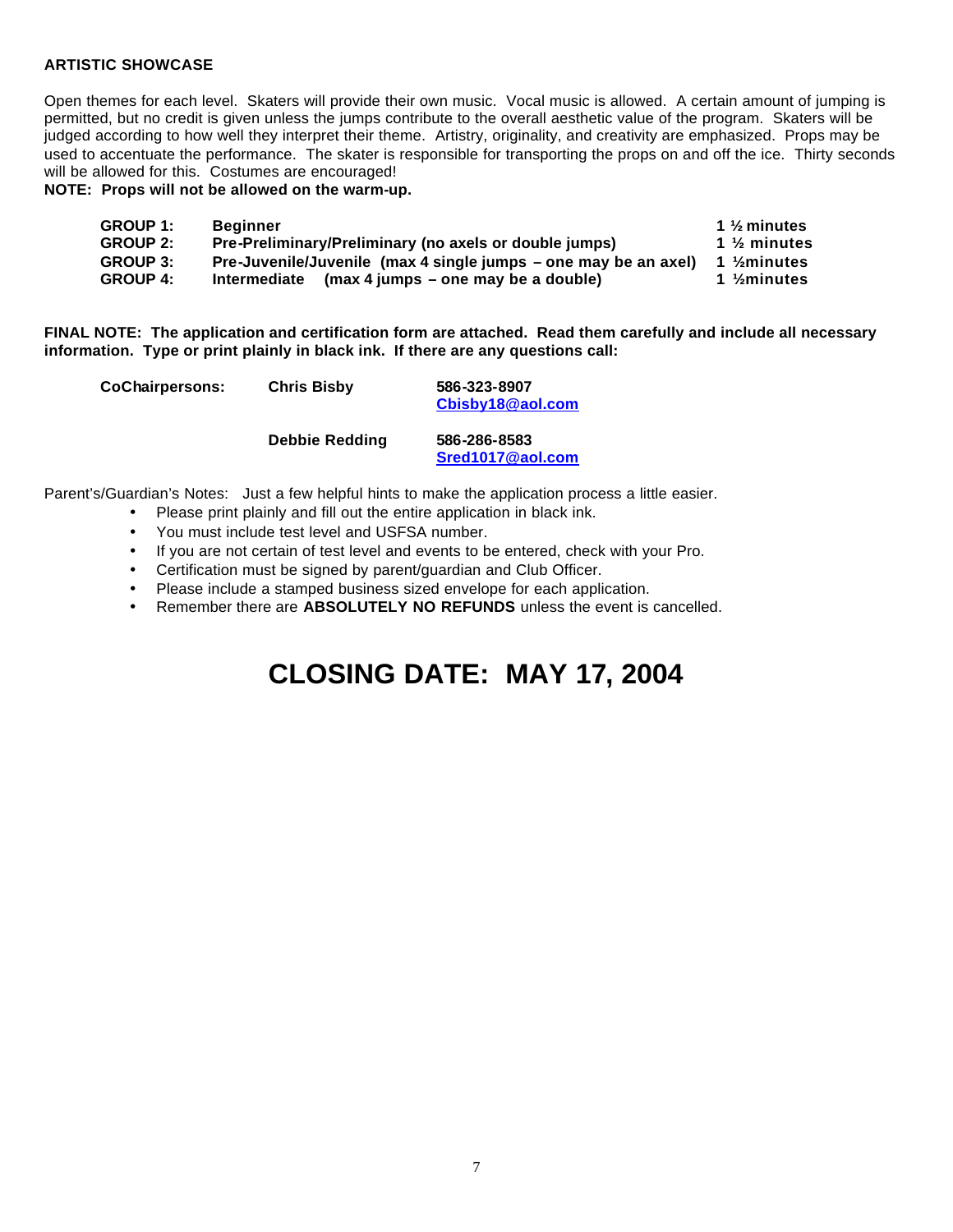### ARTISTIC SHOWCASE

Open themes for each level. Skaters will provide their own music. Vocal music is allowed. A certain amount of jumping is permitted, but no credit is given unless the jumps contribute to the overall aesthetic value of the program. Skaters will be judged according to how well they interpret their theme. Artistry, originality, and creativity are emphasized. Props may be used to accentuate the performance. The skater is responsible for transporting the props on and off the ice. Thirty seconds will be allowed for this. Costumes are encouraged!

**NOTE: Props will not be allowed on the warm-up.**

| | | |
|---|---|---|
| **GROUP 1:** | **Beginner** | **1 ½ minutes** |
| **GROUP 2:** | **Pre-Preliminary/Preliminary (no axels or double jumps)** | **1 ½ minutes** |
| **GROUP 3:** | **Pre-Juvenile/Juvenile (max 4 single jumps – one may be an axel)** | **1 ½minutes** |
| **GROUP 4:** | **Intermediate (max 4 jumps – one may be a double)** | **1 ½minutes** |

**FINAL NOTE: The application and certification form are attached. Read them carefully and include all necessary information. Type or print plainly in black ink. If there are any questions call:**

| | | |
|---|---|---|
| **CoChairpersons:** | **Chris Bisby** | **586-323-8907** **Cbisby18@aol.com** |
| | **Debbie Redding** | **586-286-8583** **Sred1017@aol.com** |

Parent's/Guardian's Notes: Just a few helpful hints to make the application process a little easier.

- Please print plainly and fill out the entire application in black ink.
- You must include test level and USFSA number.
- If you are not certain of test level and events to be entered, check with your Pro.
- Certification must be signed by parent/guardian and Club Officer.
- Please include a stamped business sized envelope for each application.
- Remember there are **ABSOLUTELY NO REFUNDS** unless the event is cancelled.

# CLOSING DATE: MAY 17, 2004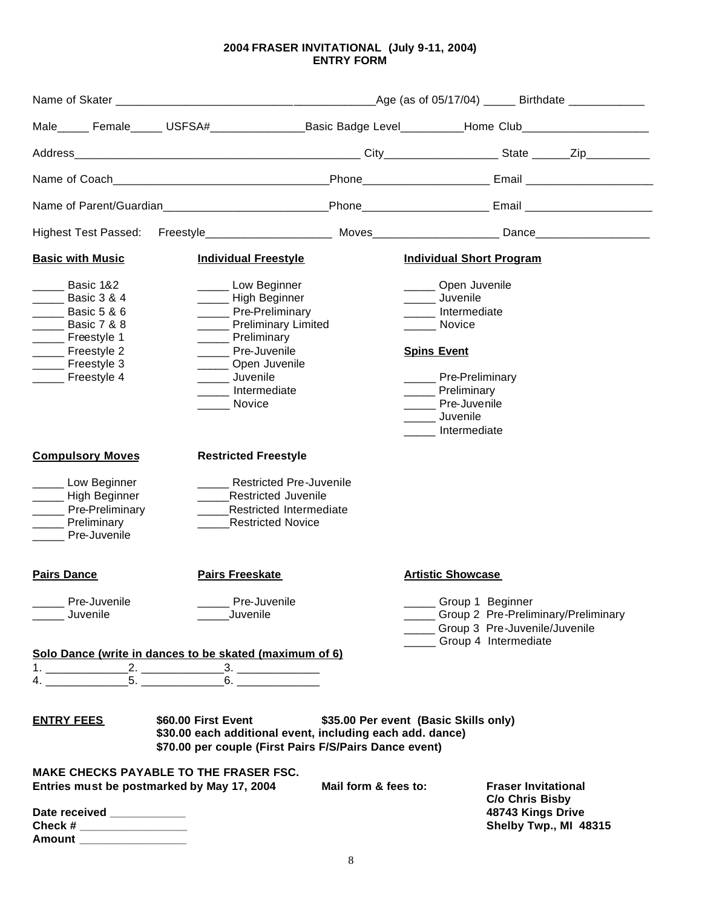**2004 FRASER INVITATIONAL (July 9-11, 2004)**
**ENTRY FORM**

Name of Skater ________________________________________ Age (as of 05/17/04) _____ Birthdate ____________

Male_____ Female_____ USFSA#_______________ Basic Badge Level__________ Home Club____________________

Address_____________________________________________ City__________________ State ______Zip__________

Name of Coach_________________________________ Phone____________________ Email ____________________

Name of Parent/Guardian_________________________ Phone____________________ Email ____________________

Highest Test Passed: Freestyle____________________ Moves____________________ Dance__________________

**Basic with Music**

_____ Basic 1&2
_____ Basic 3 & 4
_____ Basic 5 & 6
_____ Basic 7 & 8
_____ Freestyle 1
_____ Freestyle 2
_____ Freestyle 3
_____ Freestyle 4

**Individual Freestyle**

_____ Low Beginner
_____ High Beginner
_____ Pre-Preliminary
_____ Preliminary Limited
_____ Preliminary
_____ Pre-Juvenile
_____ Open Juvenile
_____ Juvenile
_____ Intermediate
_____ Novice

**Individual Short Program**

_____ Open Juvenile
_____ Juvenile
_____ Intermediate
_____ Novice

**Spins Event**

_____ Pre-Preliminary
_____ Preliminary
_____ Pre-Juvenile
_____ Juvenile
_____ Intermediate

**Compulsory Moves**

_____ Low Beginner
_____ High Beginner
_____ Pre-Preliminary
_____ Preliminary
_____ Pre-Juvenile

**Restricted Freestyle**

_____ Restricted Pre-Juvenile
_____ Restricted Juvenile
_____ Restricted Intermediate
_____ Restricted Novice

**Pairs Dance**

_____ Pre-Juvenile
_____ Juvenile

**Pairs Freeskate**

_____ Pre-Juvenile
_____ Juvenile

**Artistic Showcase**

_____ Group 1 Beginner
_____ Group 2 Pre-Preliminary/Preliminary
_____ Group 3 Pre-Juvenile/Juvenile
_____ Group 4 Intermediate

**Solo Dance (write in dances to be skated (maximum of 6)**

1. _____________ 2. _____________ 3. _____________
4. _____________ 5. _____________ 6. _____________

**ENTRY FEES** **$60.00 First Event** **$35.00 Per event (Basic Skills only)**
**$30.00 each additional event, including each add. dance)**
**$70.00 per couple (First Pairs F/S/Pairs Dance event)**

**MAKE CHECKS PAYABLE TO THE FRASER FSC.**
**Entries must be postmarked by May 17, 2004** **Mail form & fees to:**

**Fraser Invitational**
**C/o Chris Bisby**
**48743 Kings Drive**
**Shelby Twp., MI 48315**

**Date received ____________**
**Check # ________________**
**Amount ________________**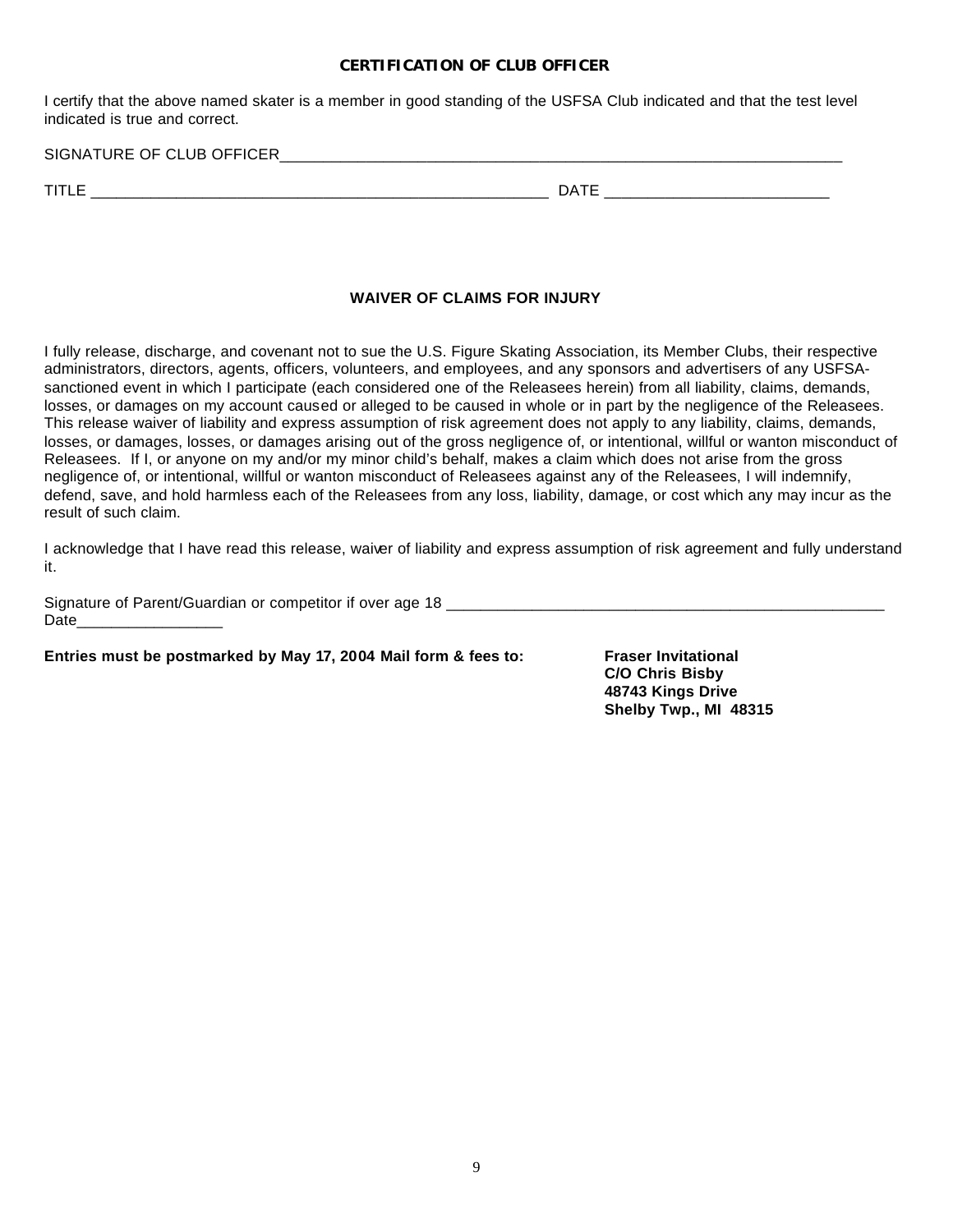## CERTIFICATION OF CLUB OFFICER

I certify that the above named skater is a member in good standing of the USFSA Club indicated and that the test level indicated is true and correct.

SIGNATURE OF CLUB OFFICER_______________________________________________________________

TITLE ____________________________________________________ DATE _________________________

## WAIVER OF CLAIMS FOR INJURY

I fully release, discharge, and covenant not to sue the U.S. Figure Skating Association, its Member Clubs, their respective administrators, directors, agents, officers, volunteers, and employees, and any sponsors and advertisers of any USFSA-sanctioned event in which I participate (each considered one of the Releasees herein) from all liability, claims, demands, losses, or damages on my account caused or alleged to be caused in whole or in part by the negligence of the Releasees. This release waiver of liability and express assumption of risk agreement does not apply to any liability, claims, demands, losses, or damages, losses, or damages arising out of the gross negligence of, or intentional, willful or wanton misconduct of Releasees. If I, or anyone on my and/or my minor child's behalf, makes a claim which does not arise from the gross negligence of, or intentional, willful or wanton misconduct of Releasees against any of the Releasees, I will indemnify, defend, save, and hold harmless each of the Releasees from any loss, liability, damage, or cost which any may incur as the result of such claim.

I acknowledge that I have read this release, waiver of liability and express assumption of risk agreement and fully understand it.

Signature of Parent/Guardian or competitor if over age 18 ____________________________________________________
Date________________

**Entries must be postmarked by May 17, 2004 Mail form & fees to:**

**Fraser Invitational**
**C/O Chris Bisby**
**48743 Kings Drive**
**Shelby Twp., MI 48315**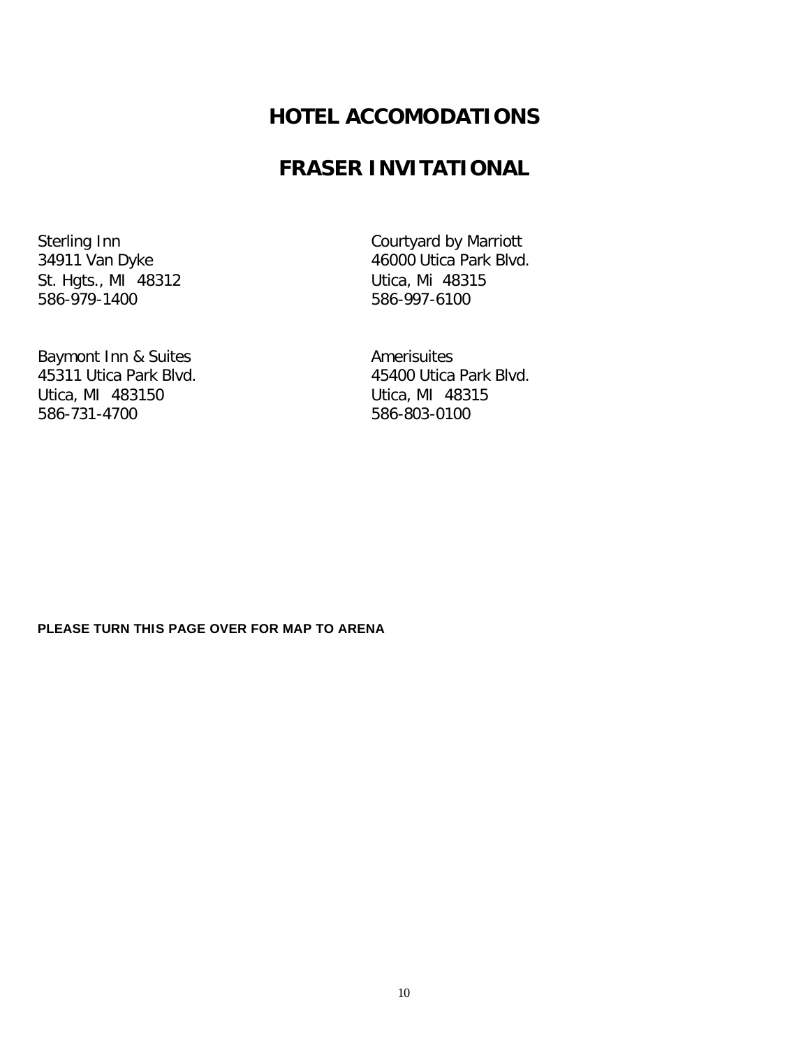# HOTEL ACCOMODATIONS

# FRASER INVITATIONAL

Sterling Inn
34911 Van Dyke
St. Hgts., MI 48312
586-979-1400

Courtyard by Marriott
46000 Utica Park Blvd.
Utica, Mi 48315
586-997-6100

Baymont Inn & Suites
45311 Utica Park Blvd.
Utica, MI 483150
586-731-4700

Amerisuites
45400 Utica Park Blvd.
Utica, MI 48315
586-803-0100

**PLEASE TURN THIS PAGE OVER FOR MAP TO ARENA**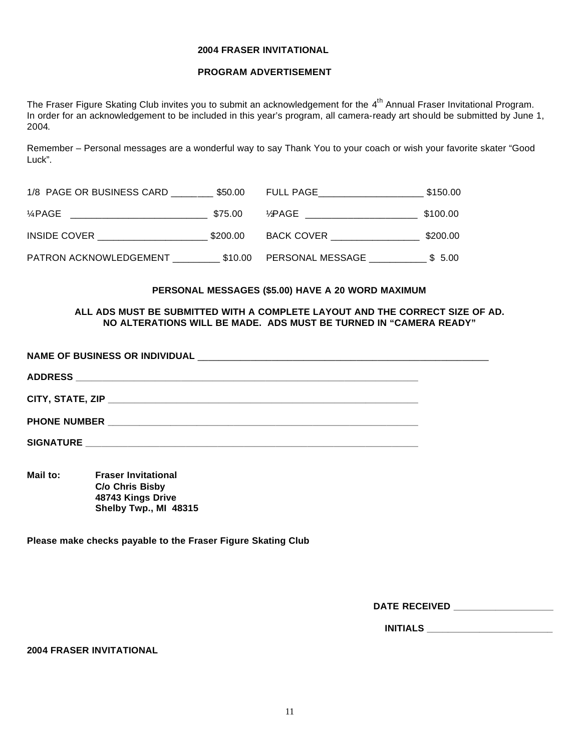**2004 FRASER INVITATIONAL**

**PROGRAM ADVERTISEMENT**

The Fraser Figure Skating Club invites you to submit an acknowledgement for the 4th Annual Fraser Invitational Program. In order for an acknowledgement to be included in this year's program, all camera-ready art should be submitted by June 1, 2004.

Remember – Personal messages are a wonderful way to say Thank You to your coach or wish your favorite skater "Good Luck".

| | | | | | |
|---|---|---|---|---|---|
| 1/8 PAGE OR BUSINESS CARD | ________ | $50.00 | FULL PAGE | ____________________ | $150.00 |
| ¼PAGE | __________________________ | $75.00 | ½PAGE | ______________________ | $100.00 |
| INSIDE COVER | _____________________ | $200.00 | BACK COVER | _________________ | $200.00 |
| PATRON ACKNOWLEDGEMENT | _________ | $10.00 | PERSONAL MESSAGE | ___________ | $ 5.00 |

**PERSONAL MESSAGES ($5.00) HAVE A 20 WORD MAXIMUM**

**ALL ADS MUST BE SUBMITTED WITH A COMPLETE LAYOUT AND THE CORRECT SIZE OF AD. NO ALTERATIONS WILL BE MADE. ADS MUST BE TURNED IN "CAMERA READY"**

**NAME OF BUSINESS OR INDIVIDUAL** ___________________________________________________________

**ADDRESS** ___________________________________________________________________

**CITY, STATE, ZIP** ____________________________________________________________

**PHONE NUMBER** ______________________________________________________________

**SIGNATURE** _________________________________________________________________

**Mail to:** **Fraser Invitational**
**C/o Chris Bisby**
**48743 Kings Drive**
**Shelby Twp., MI 48315**

**Please make checks payable to the Fraser Figure Skating Club**

**DATE RECEIVED** ___________________

**INITIALS** ________________________

**2004 FRASER INVITATIONAL**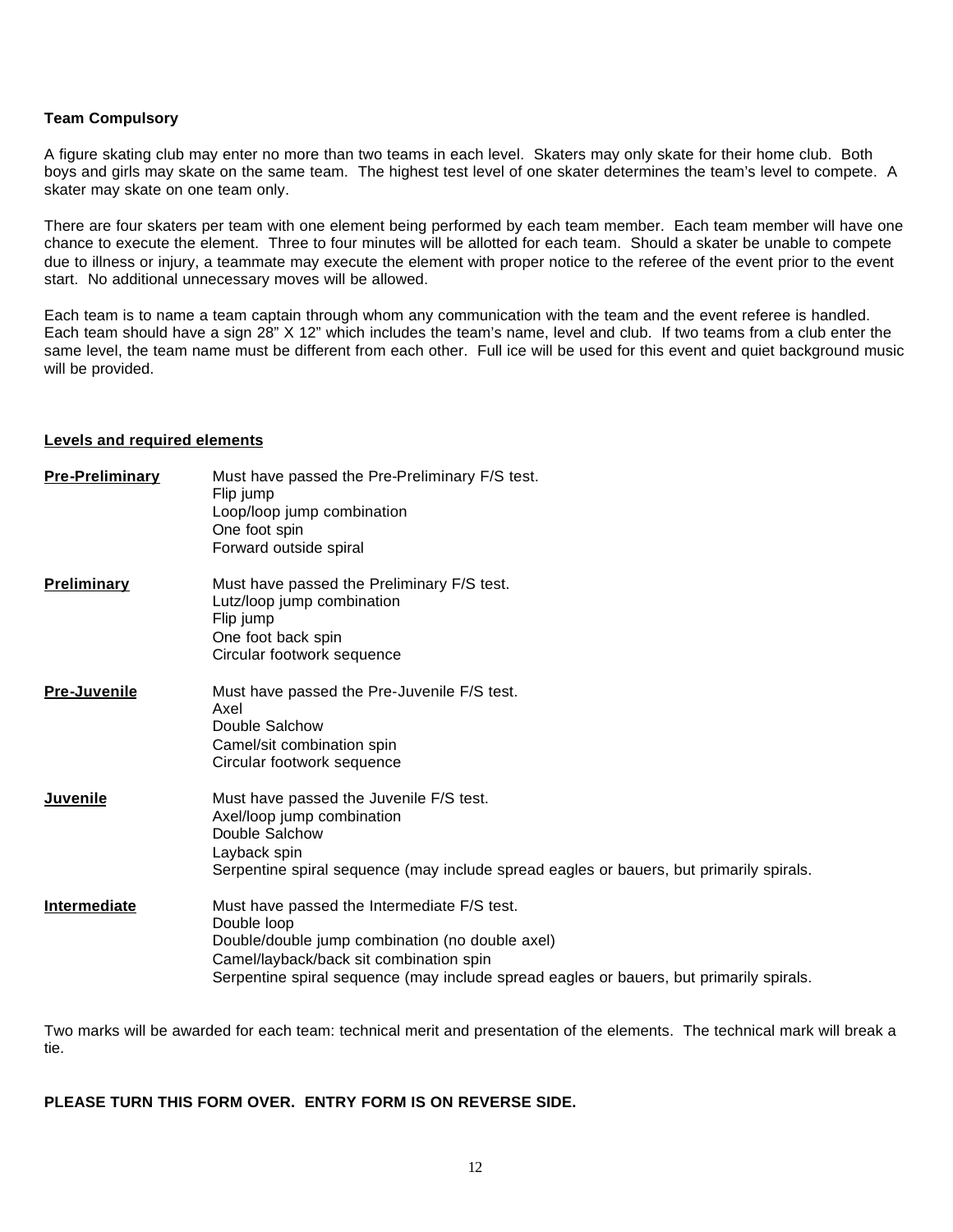**Team Compulsory**

A figure skating club may enter no more than two teams in each level. Skaters may only skate for their home club. Both boys and girls may skate on the same team. The highest test level of one skater determines the team's level to compete. A skater may skate on one team only.

There are four skaters per team with one element being performed by each team member. Each team member will have one chance to execute the element. Three to four minutes will be allotted for each team. Should a skater be unable to compete due to illness or injury, a teammate may execute the element with proper notice to the referee of the event prior to the event start. No additional unnecessary moves will be allowed.

Each team is to name a team captain through whom any communication with the team and the event referee is handled. Each team should have a sign 28" X 12" which includes the team's name, level and club. If two teams from a club enter the same level, the team name must be different from each other. Full ice will be used for this event and quiet background music will be provided.

**Levels and required elements**

**Pre-Preliminary**
Must have passed the Pre-Preliminary F/S test.
Flip jump
Loop/loop jump combination
One foot spin
Forward outside spiral

**Preliminary**
Must have passed the Preliminary F/S test.
Lutz/loop jump combination
Flip jump
One foot back spin
Circular footwork sequence

**Pre-Juvenile**
Must have passed the Pre-Juvenile F/S test.
Axel
Double Salchow
Camel/sit combination spin
Circular footwork sequence

**Juvenile**
Must have passed the Juvenile F/S test.
Axel/loop jump combination
Double Salchow
Layback spin
Serpentine spiral sequence (may include spread eagles or bauers, but primarily spirals.

**Intermediate**
Must have passed the Intermediate F/S test.
Double loop
Double/double jump combination (no double axel)
Camel/layback/back sit combination spin
Serpentine spiral sequence (may include spread eagles or bauers, but primarily spirals.

Two marks will be awarded for each team: technical merit and presentation of the elements. The technical mark will break a tie.

**PLEASE TURN THIS FORM OVER. ENTRY FORM IS ON REVERSE SIDE.**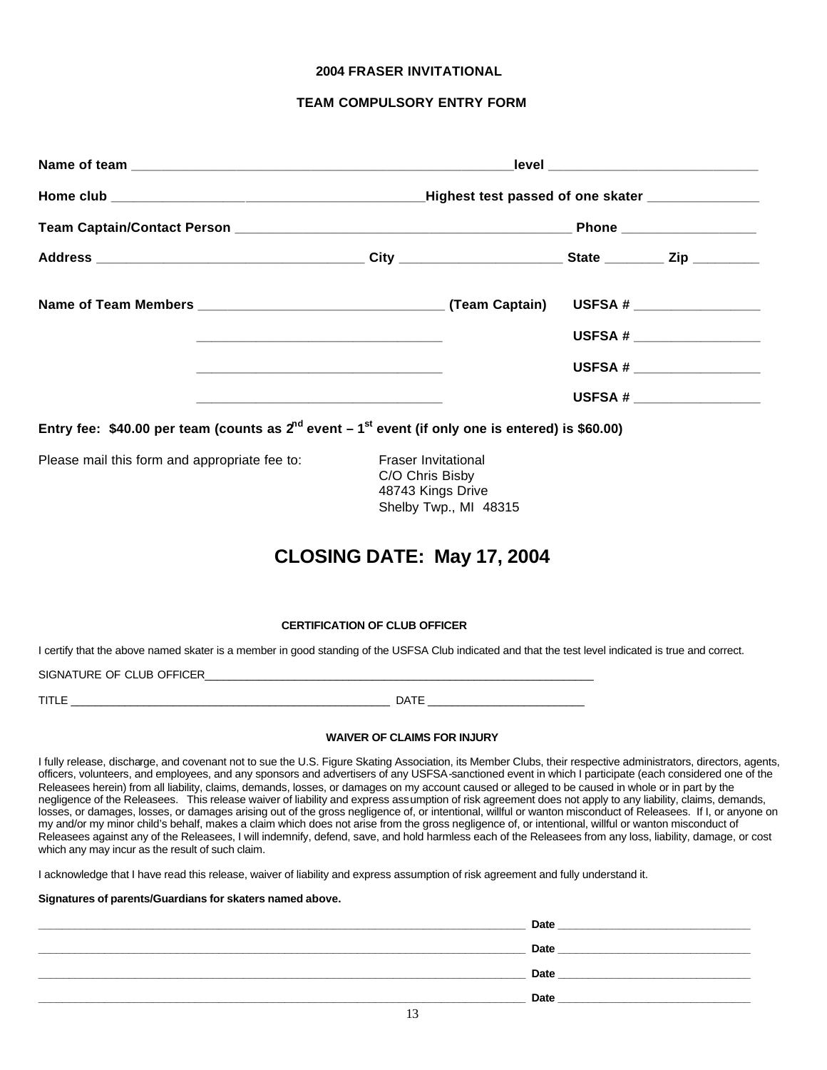# 2004 FRASER INVITATIONAL

## TEAM COMPULSORY ENTRY FORM

**Name of team** ______________________________________________________**level** _____________________________

**Home club** ____________________________________________**Highest test passed of one skater** _______________

**Team Captain/Contact Person** _______________________________________________ **Phone** __________________

**Address** ____________________________________ **City** ______________________ **State** ________ **Zip** _________

**Name of Team Members** _________________________________ **(Team Captain)** **USFSA #** _________________

_________________________________ **USFSA #** _________________

_________________________________ **USFSA #** _________________

_________________________________ **USFSA #** _________________

**Entry fee: $40.00 per team (counts as 2nd event – 1st event (if only one is entered) is $60.00)**

Please mail this form and appropriate fee to:

Fraser Invitational
C/O Chris Bisby
48743 Kings Drive
Shelby Twp., MI 48315

# CLOSING DATE: May 17, 2004

### CERTIFICATION OF CLUB OFFICER

I certify that the above named skater is a member in good standing of the USFSA Club indicated and that the test level indicated is true and correct.

SIGNATURE OF CLUB OFFICER_________________________________________________________________

TITLE ____________________________________________________ DATE _________________________

### WAIVER OF CLAIMS FOR INJURY

I fully release, discharge, and covenant not to sue the U.S. Figure Skating Association, its Member Clubs, their respective administrators, directors, agents, officers, volunteers, and employees, and any sponsors and advertisers of any USFSA-sanctioned event in which I participate (each considered one of the Releasees herein) from all liability, claims, demands, losses, or damages on my account caused or alleged to be caused in whole or in part by the negligence of the Releasees. This release waiver of liability and express assumption of risk agreement does not apply to any liability, claims, demands, losses, or damages, losses, or damages arising out of the gross negligence of, or intentional, willful or wanton misconduct of Releasees. If I, or anyone on my and/or my minor child's behalf, makes a claim which does not arise from the gross negligence of, or intentional, willful or wanton misconduct of Releasees against any of the Releasees, I will indemnify, defend, save, and hold harmless each of the Releasees from any loss, liability, damage, or cost which any may incur as the result of such claim.

I acknowledge that I have read this release, waiver of liability and express assumption of risk agreement and fully understand it.

**Signatures of parents/Guardians for skaters named above.**

____________________________________________________________________________ **Date** _______________________________

____________________________________________________________________________ **Date** _______________________________

____________________________________________________________________________ **Date** _______________________________

____________________________________________________________________________ **Date** _______________________________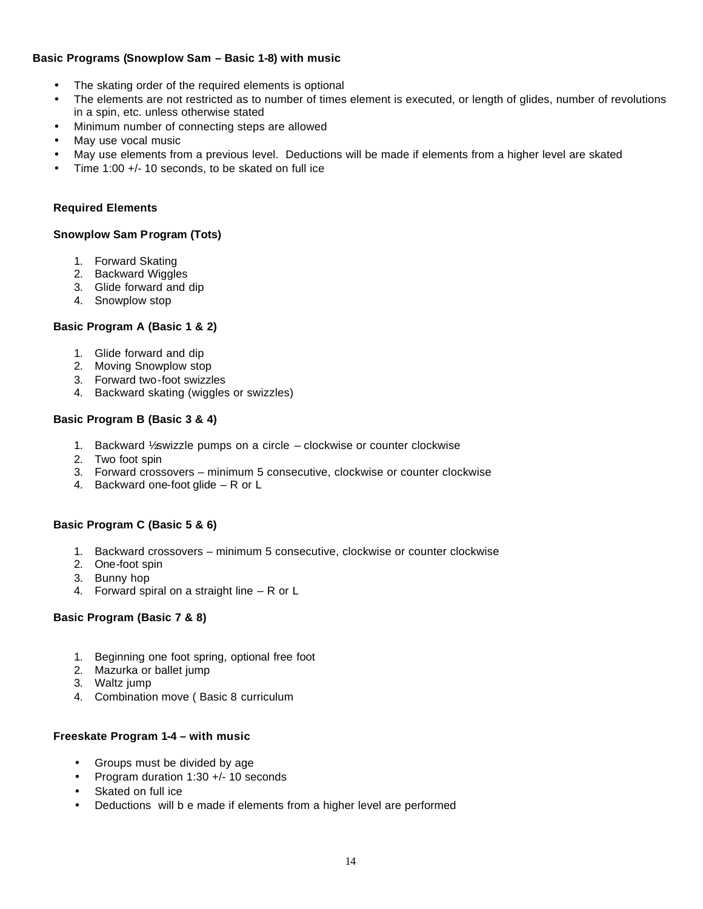**Basic Programs (Snowplow Sam – Basic 1-8) with music**

- The skating order of the required elements is optional
- The elements are not restricted as to number of times element is executed, or length of glides, number of revolutions in a spin, etc. unless otherwise stated
- Minimum number of connecting steps are allowed
- May use vocal music
- May use elements from a previous level. Deductions will be made if elements from a higher level are skated
- Time 1:00 +/- 10 seconds, to be skated on full ice

**Required Elements**

**Snowplow Sam Program (Tots)**

1. Forward Skating
2. Backward Wiggles
3. Glide forward and dip
4. Snowplow stop

**Basic Program A (Basic 1 & 2)**

1. Glide forward and dip
2. Moving Snowplow stop
3. Forward two-foot swizzles
4. Backward skating (wiggles or swizzles)

**Basic Program B (Basic 3 & 4)**

1. Backward ½ swizzle pumps on a circle – clockwise or counter clockwise
2. Two foot spin
3. Forward crossovers – minimum 5 consecutive, clockwise or counter clockwise
4. Backward one-foot glide – R or L

**Basic Program C (Basic 5 & 6)**

1. Backward crossovers – minimum 5 consecutive, clockwise or counter clockwise
2. One-foot spin
3. Bunny hop
4. Forward spiral on a straight line – R or L

**Basic Program (Basic 7 & 8)**

1. Beginning one foot spring, optional free foot
2. Mazurka or ballet jump
3. Waltz jump
4. Combination move ( Basic 8 curriculum

**Freeskate Program 1-4 – with music**

- Groups must be divided by age
- Program duration 1:30 +/- 10 seconds
- Skated on full ice
- Deductions will b e made if elements from a higher level are performed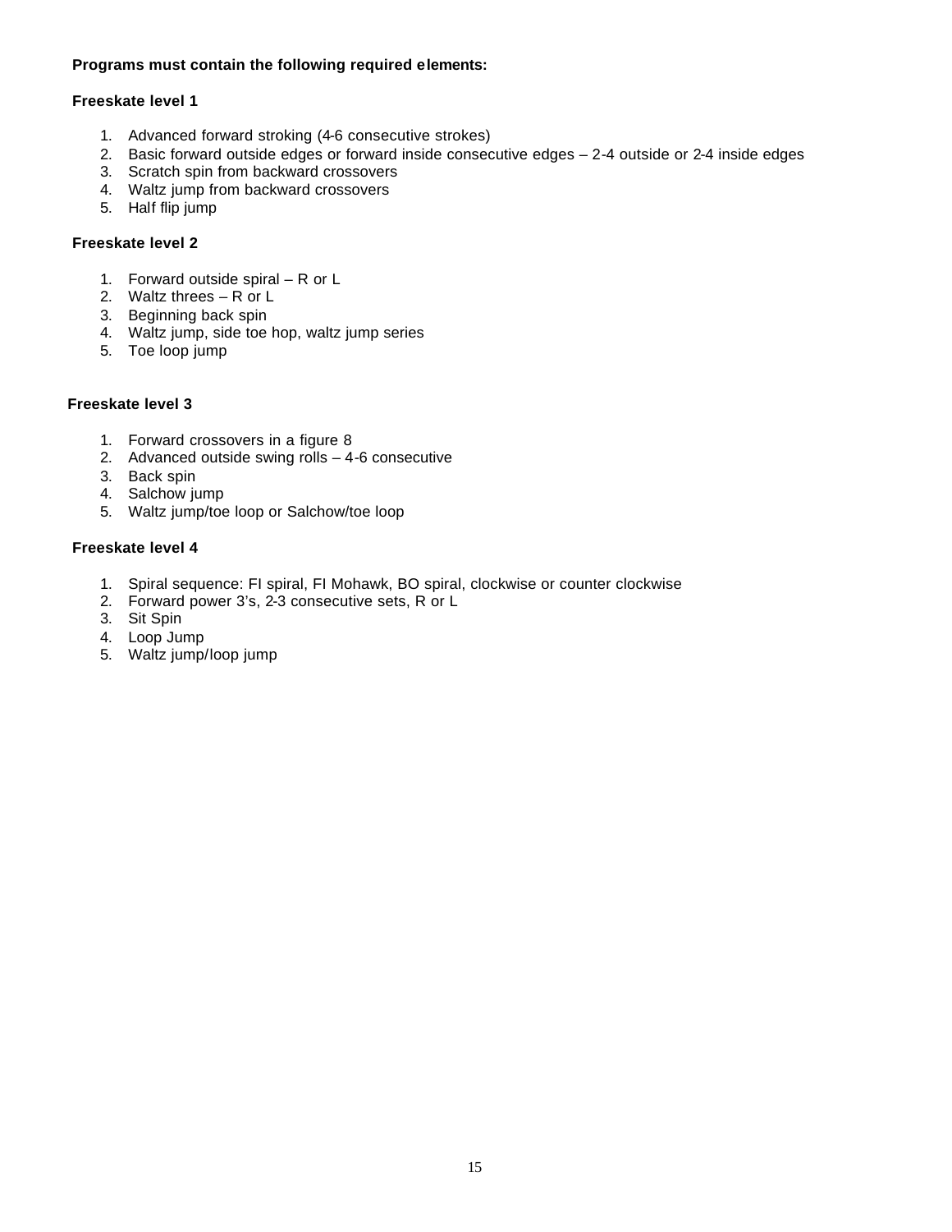**Programs must contain the following required elements:**

**Freeskate level 1**

1. Advanced forward stroking (4-6 consecutive strokes)
2. Basic forward outside edges or forward inside consecutive edges – 2-4 outside or 2-4 inside edges
3. Scratch spin from backward crossovers
4. Waltz jump from backward crossovers
5. Half flip jump

**Freeskate level 2**

1. Forward outside spiral – R or L
2. Waltz threes – R or L
3. Beginning back spin
4. Waltz jump, side toe hop, waltz jump series
5. Toe loop jump

**Freeskate level 3**

1. Forward crossovers in a figure 8
2. Advanced outside swing rolls – 4-6 consecutive
3. Back spin
4. Salchow jump
5. Waltz jump/toe loop or Salchow/toe loop

**Freeskate level 4**

1. Spiral sequence: FI spiral, FI Mohawk, BO spiral, clockwise or counter clockwise
2. Forward power 3's, 2-3 consecutive sets, R or L
3. Sit Spin
4. Loop Jump
5. Waltz jump/loop jump